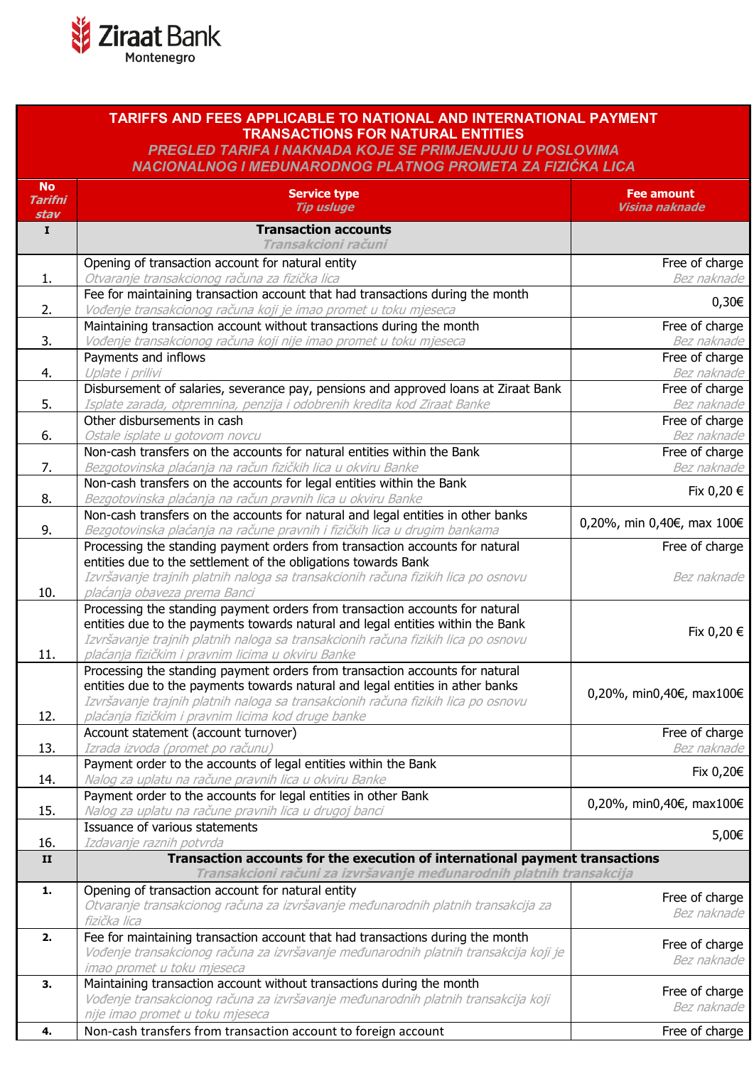Ziraat Bank Montenegro

| No *Tarifni stav* | **TARIFFS AND FEES APPLICABLE TO NATIONAL AND INTERNATIONAL PAYMENT TRANSACTIONS FOR NATURAL ENTITIES** *PREGLED TARIFA I NAKNADA KOJE SE PRIMJENJUJU U POSLOVIMA NACIONALNOG I MEĐUNARODNOG PLATNOG PROMETA ZA FIZIČKA LICA* Service type *Tip usluge* | Fee amount *Visina naknade* |
|---|---|---|
| **I** | **Transaction accounts** *Transakcioni računi* | |
| 1. | Opening of transaction account for natural entity *Otvaranje transakcionog računa za fizička lica* | Free of charge *Bez naknade* |
| 2. | Fee for maintaining transaction account that had transactions during the month *Vođenje transakcionog računa koji je imao promet u toku mjeseca* | 0,30€ |
| 3. | Maintaining transaction account without transactions during the month *Vođenje transakcionog računa koji nije imao promet u toku mjeseca* | Free of charge *Bez naknade* |
| 4. | Payments and inflows *Uplate i prilivi* | Free of charge *Bez naknade* |
| 5. | Disbursement of salaries, severance pay, pensions and approved loans at Ziraat Bank *Isplate zarada, otpremnina, penzija i odobrenih kredita kod Ziraat Banke* | Free of charge *Bez naknade* |
| 6. | Other disbursements in cash *Ostale isplate u gotovom novcu* | Free of charge *Bez naknade* |
| 7. | Non-cash transfers on the accounts for natural entities within the Bank *Bezgotovinska plaćanja na račun fizičkih lica u okviru Banke* | Free of charge *Bez naknade* |
| 8. | Non-cash transfers on the accounts for legal entities within the Bank *Bezgotovinska plaćanja na račun pravnih lica u okviru Banke* | Fix 0,20 € |
| 9. | Non-cash transfers on the accounts for natural and legal entities in other banks *Bezgotovinska plaćanja na račune pravnih i fizičkih lica u drugim bankama* | 0,20%, min 0,40€, max 100€ |
| 10. | Processing the standing payment orders from transaction accounts for natural entities due to the settlement of the obligations towards Bank *Izvršavanje trajnih platnih naloga sa transakcionih računa fizikih lica po osnovu plaćanja obaveza prema Banci* | Free of charge *Bez naknade* |
| 11. | Processing the standing payment orders from transaction accounts for natural entities due to the payments towards natural and legal entities within the Bank *Izvršavanje trajnih platnih naloga sa transakcionih računa fizikih lica po osnovu plaćanja fizičkim i pravnim licima u okviru Banke* | Fix 0,20 € |
| 12. | Processing the standing payment orders from transaction accounts for natural entities due to the payments towards natural and legal entities in ather banks *Izvršavanje trajnih platnih naloga sa transakcionih računa fizikih lica po osnovu plaćanja fizičkim i pravnim licima kod druge banke* | 0,20%, min0,40€, max100€ |
| 13. | Account statement (account turnover) *Izrada izvoda (promet po računu)* | Free of charge *Bez naknade* |
| 14. | Payment order to the accounts of legal entities within the Bank *Nalog za uplatu na račune pravnih lica u okviru Banke* | Fix 0,20€ |
| 15. | Payment order to the accounts for legal entities in other Bank *Nalog za uplatu na račune pravnih lica u drugoj banci* | 0,20%, min0,40€, max100€ |
| 16. | Issuance of various statements *Izdavanje raznih potvrda* | 5,00€ |
| **II** | **Transaction accounts for the execution of international payment transactions** *Transakcioni računi za izvršavanje međunarodnih platnih transakcija* | |
| 1. | Opening of transaction account for natural entity *Otvaranje transakcionog računa za izvršavanje međunarodnih platnih transakcija za fizička lica* | Free of charge *Bez naknade* |
| 2. | Fee for maintaining transaction account that had transactions during the month *Vođenje transakcionog računa za izvršavanje međunarodnih platnih transakcija koji je imao promet u toku mjeseca* | Free of charge *Bez naknade* |
| 3. | Maintaining transaction account without transactions during the month *Vođenje transakcionog računa za izvršavanje međunarodnih platnih transakcija koji nije imao promet u toku mjeseca* | Free of charge *Bez naknade* |
| 4. | Non-cash transfers from transaction account to foreign account | Free of charge |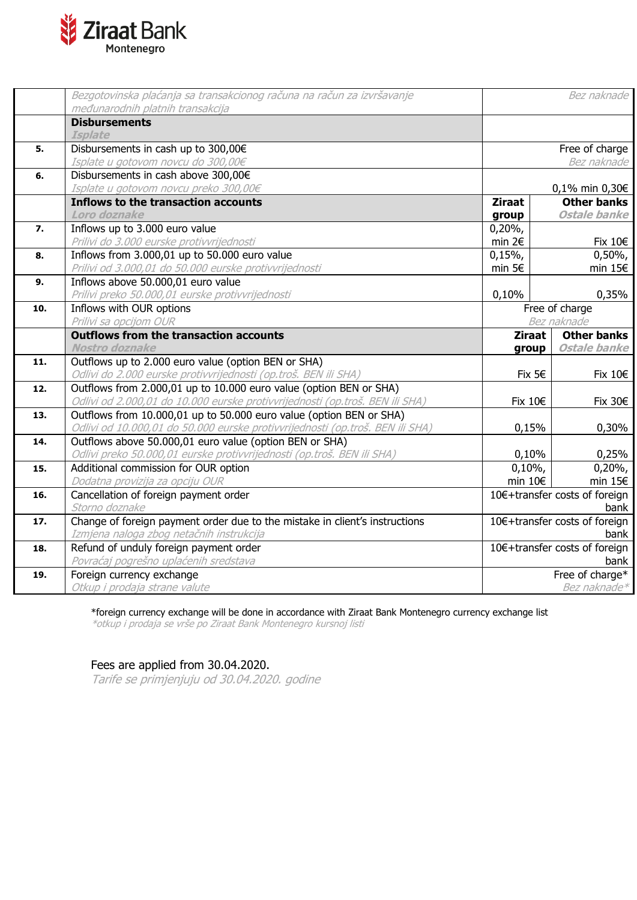| | | | |
|---|---|---|---|
| | *Bezgotovinska plaćanja sa transakcionog računa na račun za izvršavanje međunarodnih platnih transakcija* | *Bez naknade* | |
| | **Disbursements** *Isplate* | | |
| **5.** | Disbursements in cash up to 300,00€ *Isplate u gotovom novcu do 300,00€* | Free of charge *Bez naknade* | |
| **6.** | Disbursements in cash above 300,00€ *Isplate u gotovom novcu preko 300,00€* | 0,1% min 0,30€ | |
| | **Inflows to the transaction accounts** *Loro doznake* | **Ziraat group** | **Other banks** *Ostale banke* |
| **7.** | Inflows up to 3.000 euro value *Prilivi do 3.000 eurske protivvrijednosti* | 0,20%, min 2€ | Fix 10€ |
| **8.** | Inflows from 3.000,01 up to 50.000 euro value *Prilivi od 3.000,01 do 50.000 eurske protivvrijednosti* | 0,15%, min 5€ | 0,50%, min 15€ |
| **9.** | Inflows above 50.000,01 euro value *Prilivi preko 50.000,01 eurske protivvrijednosti* | 0,10% | 0,35% |
| **10.** | Inflows with OUR options *Prilivi sa opcijom OUR* | Free of charge *Bez naknade* | |
| | **Outflows from the transaction accounts** *Nostro doznake* | **Ziraat group** | **Other banks** *Ostale banke* |
| **11.** | Outflows up to 2.000 euro value (option BEN or SHA) *Odlivi do 2.000 eurske protivvrijednosti (op.troš. BEN ili SHA)* | Fix 5€ | Fix 10€ |
| **12.** | Outflows from 2.000,01 up to 10.000 euro value (option BEN or SHA) *Odlivi od 2.000,01 do 10.000 eurske protivvrijednosti (op.troš. BEN ili SHA)* | Fix 10€ | Fix 30€ |
| **13.** | Outflows from 10.000,01 up to 50.000 euro value (option BEN or SHA) *Odlivi od 10.000,01 do 50.000 eurske protivvrijednosti (op.troš. BEN ili SHA)* | 0,15% | 0,30% |
| **14.** | Outflows above 50.000,01 euro value (option BEN or SHA) *Odlivi preko 50.000,01 eurske protivvrijednosti (op.troš. BEN ili SHA)* | 0,10% | 0,25% |
| **15.** | Additional commission for OUR option *Dodatna provizija za opciju OUR* | 0,10%, min 10€ | 0,20%, min 15€ |
| **16.** | Cancellation of foreign payment order *Storno doznake* | 10€+transfer costs of foreign bank | |
| **17.** | Change of foreign payment order due to the mistake in client's instructions *Izmjena naloga zbog netačnih instrukcija* | 10€+transfer costs of foreign bank | |
| **18.** | Refund of unduly foreign payment order *Povraćaj pogrešno uplaćenih sredstava* | 10€+transfer costs of foreign bank | |
| **19.** | Foreign currency exchange *Otkup i prodaja strane valute* | Free of charge* *Bez naknade** | |

*foreign currency exchange will be done in accordance with Ziraat Bank Montenegro currency exchange list
*\*otkup i prodaja se vrše po Ziraat Bank Montenegro kursnoj listi*

Fees are applied from 30.04.2020.
*Tarife se primjenjuju od 30.04.2020. godine*